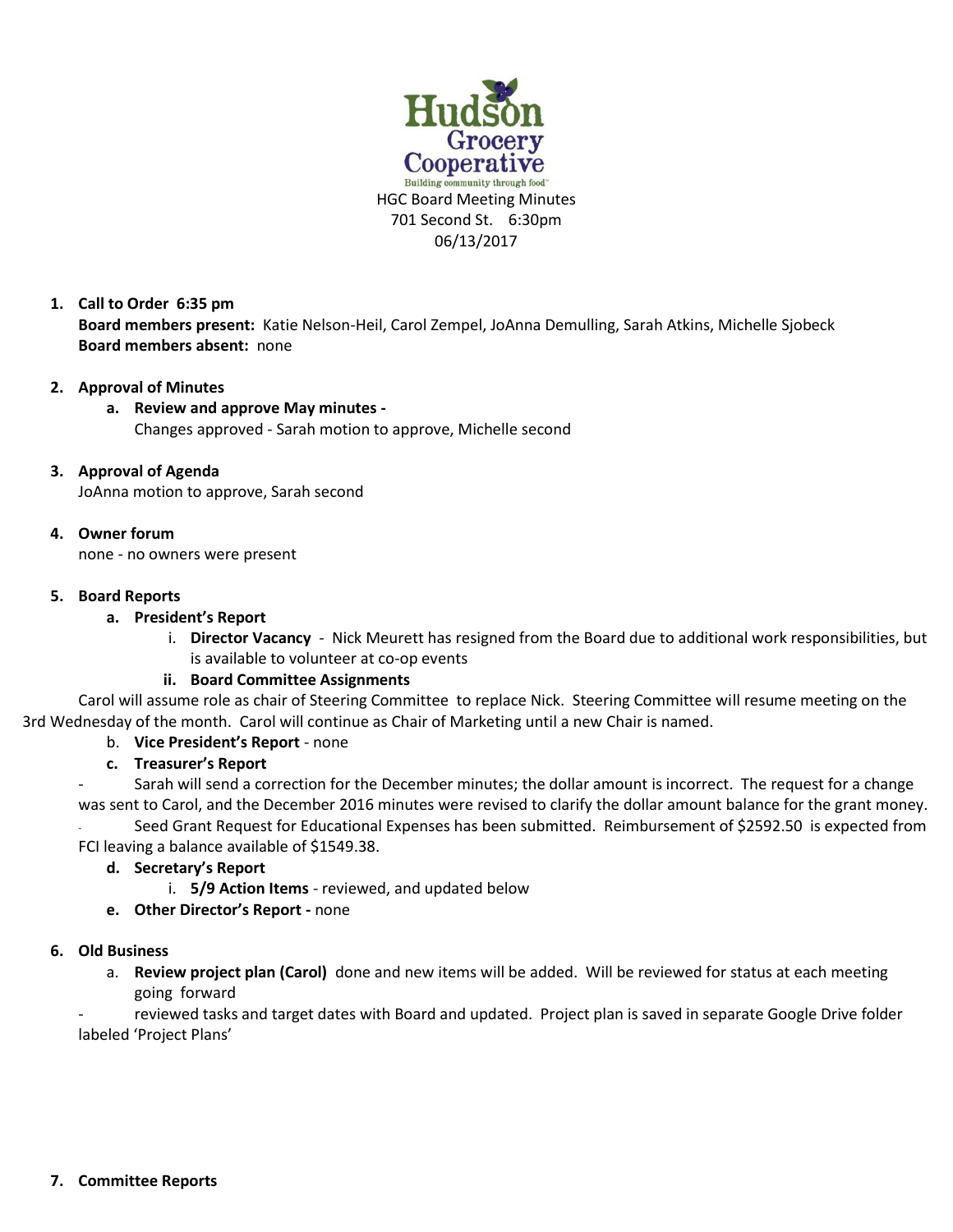Hudson Grocery Cooperative

Building community through food™

HGC Board Meeting Minutes
701 Second St. 6:30pm
06/13/2017

1. **Call to Order 6:35 pm**
   **Board members present:** Katie Nelson-Heil, Carol Zempel, JoAnna Demulling, Sarah Atkins, Michelle Sjobeck
   **Board members absent:** none

2. **Approval of Minutes**
   a. **Review and approve May minutes -**
      Changes approved - Sarah motion to approve, Michelle second

3. **Approval of Agenda**
   JoAnna motion to approve, Sarah second

4. **Owner forum**
   none - no owners were present

5. **Board Reports**
   a. **President's Report**
      i. **Director Vacancy** - Nick Meurett has resigned from the Board due to additional work responsibilities, but is available to volunteer at co-op events
      ii. **Board Committee Assignments**

   Carol will assume role as chair of Steering Committee to replace Nick. Steering Committee will resume meeting on the 3rd Wednesday of the month. Carol will continue as Chair of Marketing until a new Chair is named.

   b. **Vice President's Report** - none
   c. **Treasurer's Report**
      - Sarah will send a correction for the December minutes; the dollar amount is incorrect. The request for a change was sent to Carol, and the December 2016 minutes were revised to clarify the dollar amount balance for the grant money.
      - Seed Grant Request for Educational Expenses has been submitted. Reimbursement of $2592.50 is expected from FCI leaving a balance available of $1549.38.
   d. **Secretary's Report**
      i. **5/9 Action Items** - reviewed, and updated below
   e. **Other Director's Report -** none

6. **Old Business**
   a. **Review project plan (Carol)** done and new items will be added. Will be reviewed for status at each meeting going forward
      - reviewed tasks and target dates with Board and updated. Project plan is saved in separate Google Drive folder labeled 'Project Plans'

7. **Committee Reports**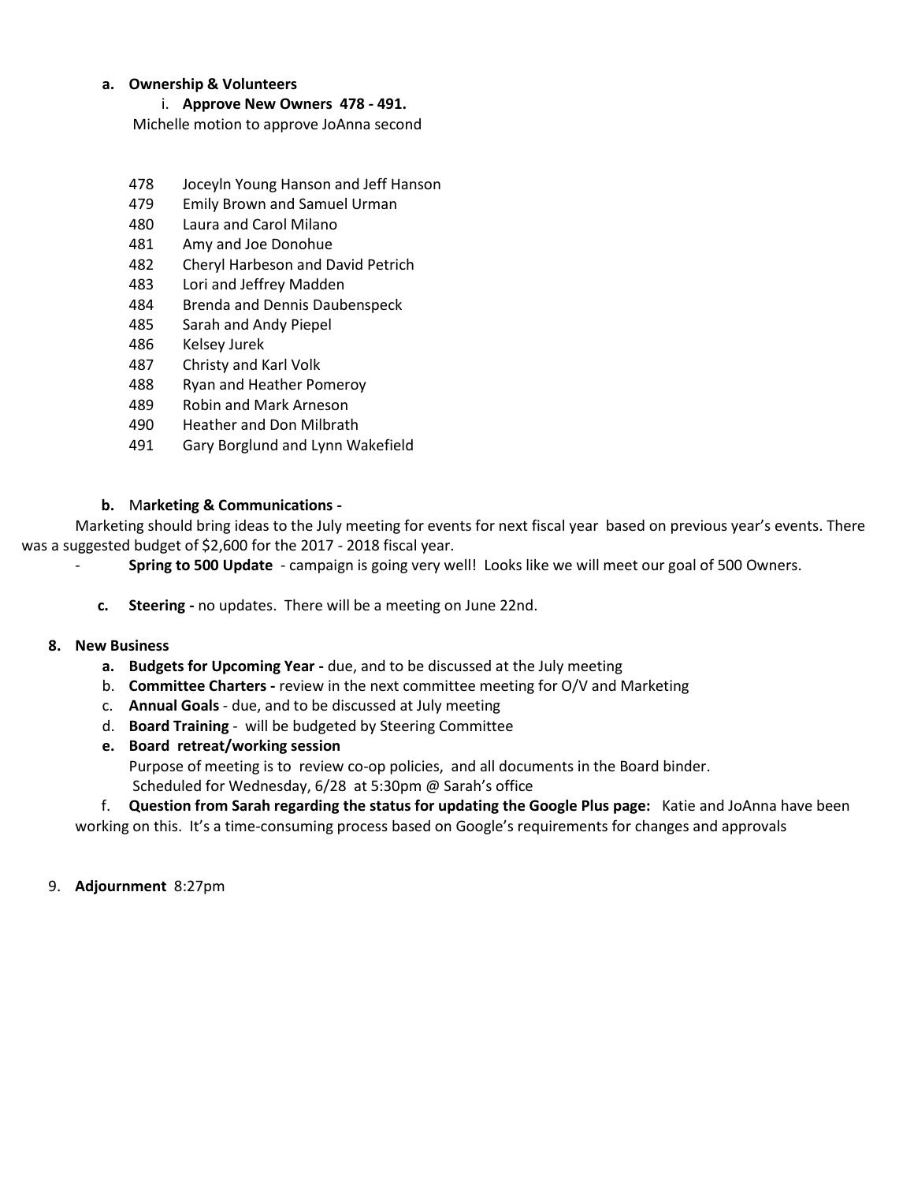**a. Ownership & Volunteers**

i. **Approve New Owners 478 - 491.**

Michelle motion to approve JoAnna second

- 478 Joceyln Young Hanson and Jeff Hanson
- 479 Emily Brown and Samuel Urman
- 480 Laura and Carol Milano
- 481 Amy and Joe Donohue
- 482 Cheryl Harbeson and David Petrich
- 483 Lori and Jeffrey Madden
- 484 Brenda and Dennis Daubenspeck
- 485 Sarah and Andy Piepel
- 486 Kelsey Jurek
- 487 Christy and Karl Volk
- 488 Ryan and Heather Pomeroy
- 489 Robin and Mark Arneson
- 490 Heather and Don Milbrath
- 491 Gary Borglund and Lynn Wakefield

**b.** M**arketing & Communications -**

Marketing should bring ideas to the July meeting for events for next fiscal year based on previous year's events. There was a suggested budget of $2,600 for the 2017 - 2018 fiscal year.

- **Spring to 500 Update** - campaign is going very well! Looks like we will meet our goal of 500 Owners.

**c. Steering -** no updates. There will be a meeting on June 22nd.

**8. New Business**

**a. Budgets for Upcoming Year -** due, and to be discussed at the July meeting

b. **Committee Charters -** review in the next committee meeting for O/V and Marketing

c. **Annual Goals** - due, and to be discussed at July meeting

d. **Board Training** - will be budgeted by Steering Committee

**e. Board retreat/working session**

Purpose of meeting is to review co-op policies, and all documents in the Board binder.
Scheduled for Wednesday, 6/28 at 5:30pm @ Sarah's office

f. **Question from Sarah regarding the status for updating the Google Plus page:** Katie and JoAnna have been working on this. It's a time-consuming process based on Google's requirements for changes and approvals

9. **Adjournment** 8:27pm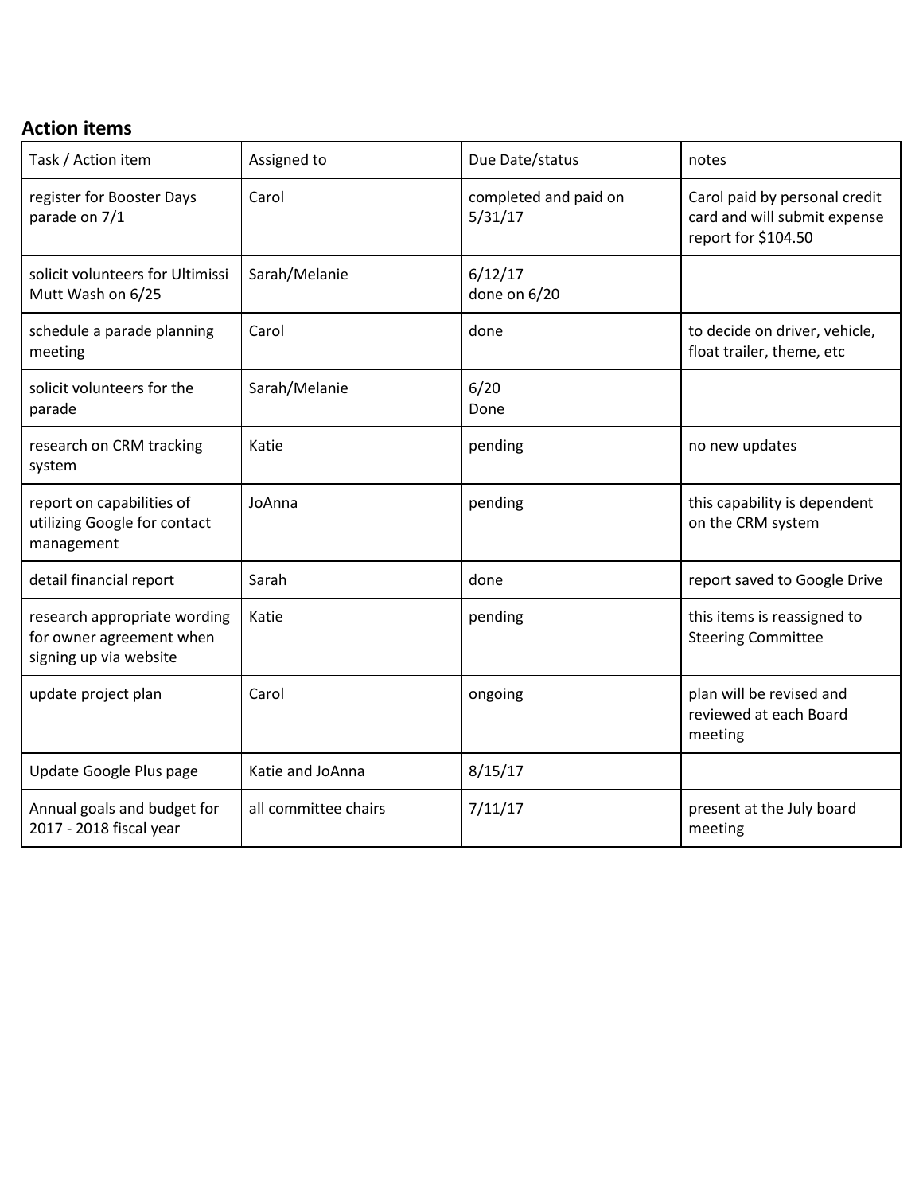## Action items

| Task / Action item | Assigned to | Due Date/status | notes |
|---|---|---|---|
| register for Booster Days parade on 7/1 | Carol | completed and paid on 5/31/17 | Carol paid by personal credit card and will submit expense report for $104.50 |
| solicit volunteers for Ultimissi Mutt Wash on 6/25 | Sarah/Melanie | 6/12/17 done on 6/20 | |
| schedule a parade planning meeting | Carol | done | to decide on driver, vehicle, float trailer, theme, etc |
| solicit volunteers for the parade | Sarah/Melanie | 6/20 Done | |
| research on CRM tracking system | Katie | pending | no new updates |
| report on capabilities of utilizing Google for contact management | JoAnna | pending | this capability is dependent on the CRM system |
| detail financial report | Sarah | done | report saved to Google Drive |
| research appropriate wording for owner agreement when signing up via website | Katie | pending | this items is reassigned to Steering Committee |
| update project plan | Carol | ongoing | plan will be revised and reviewed at each Board meeting |
| Update Google Plus page | Katie and JoAnna | 8/15/17 | |
| Annual goals and budget for 2017 - 2018 fiscal year | all committee chairs | 7/11/17 | present at the July board meeting |